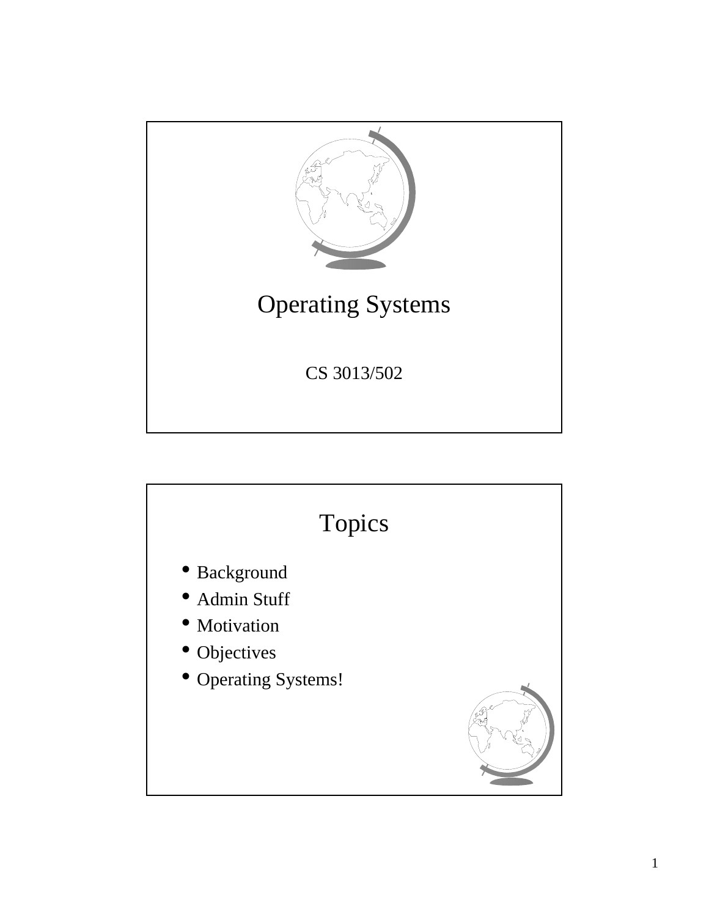# Operating Systems

CS 3013/502

## Topics

- Background
- Admin Stuff
- Motivation
- Objectives
- Operating Systems!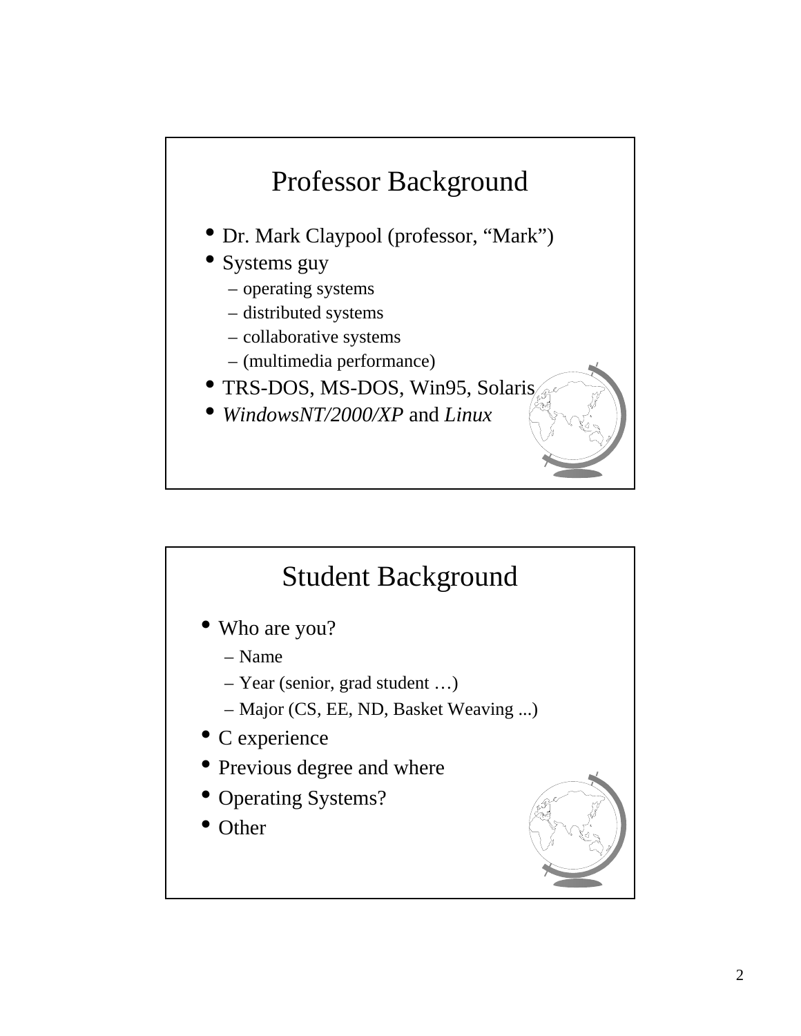## Professor Background

- Dr. Mark Claypool (professor, “Mark”)
- Systems guy
  - operating systems
  - distributed systems
  - collaborative systems
  - (multimedia performance)
- TRS-DOS, MS-DOS, Win95, Solaris
- *WindowsNT/2000/XP* and *Linux*

## Student Background

- Who are you?
  - Name
  - Year (senior, grad student …)
  - Major (CS, EE, ND, Basket Weaving ...)
- C experience
- Previous degree and where
- Operating Systems?
- Other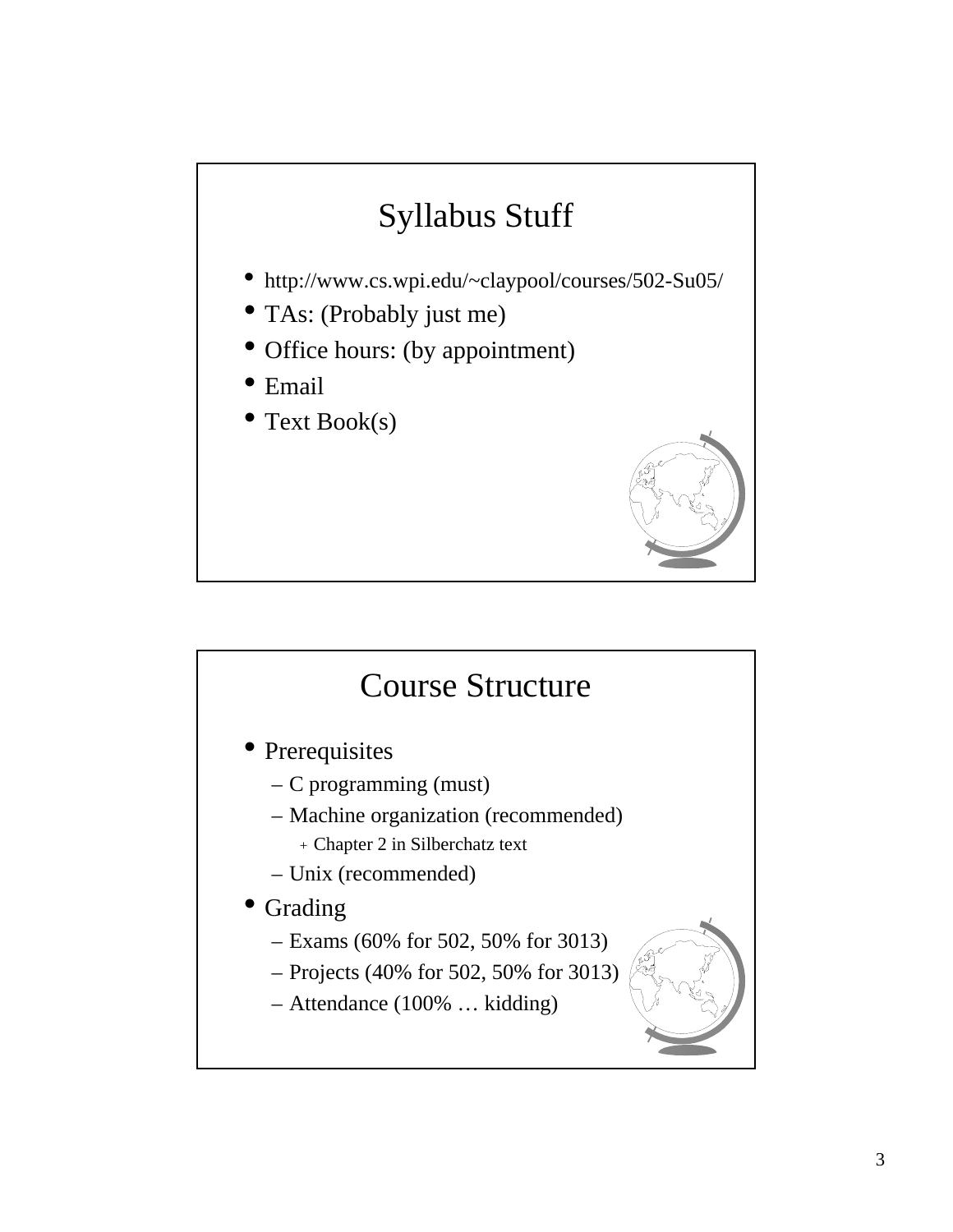## Syllabus Stuff

- http://www.cs.wpi.edu/~claypool/courses/502-Su05/
- TAs: (Probably just me)
- Office hours: (by appointment)
- Email
- Text Book(s)

## Course Structure

- Prerequisites
  - C programming (must)
  - Machine organization (recommended)
    - Chapter 2 in Silberchatz text
  - Unix (recommended)
- Grading
  - Exams (60% for 502, 50% for 3013)
  - Projects (40% for 502, 50% for 3013)
  - Attendance (100% … kidding)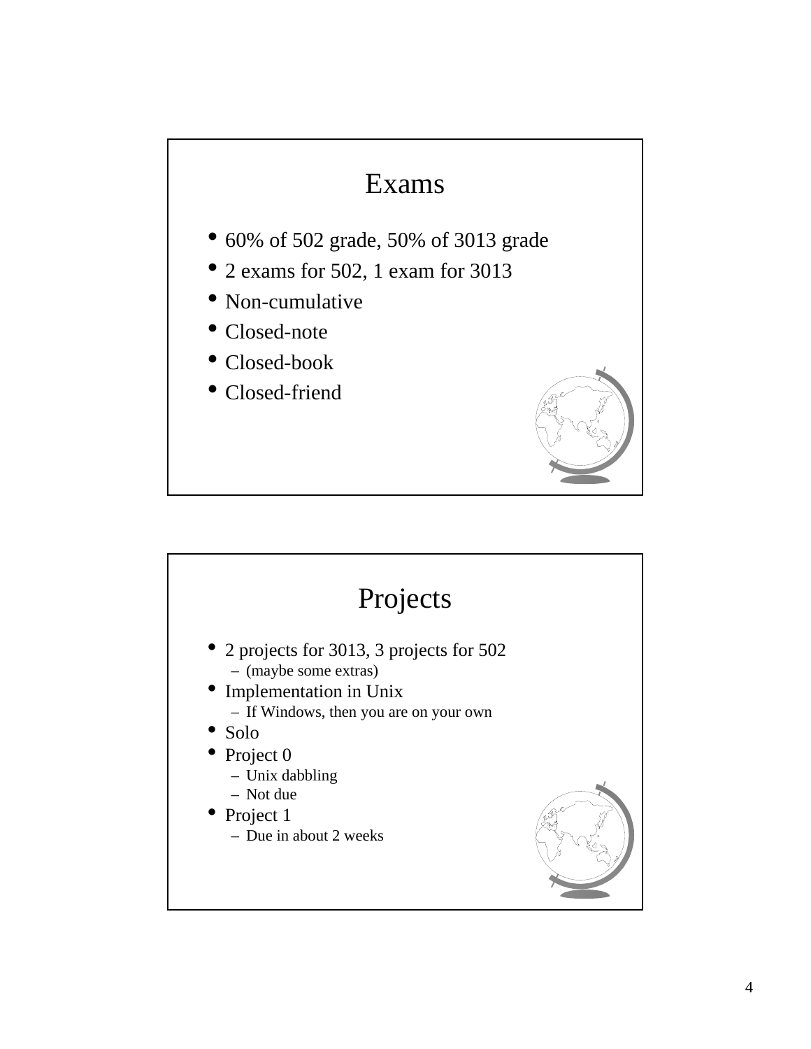# Exams

- 60% of 502 grade, 50% of 3013 grade
- 2 exams for 502, 1 exam for 3013
- Non-cumulative
- Closed-note
- Closed-book
- Closed-friend

# Projects

- 2 projects for 3013, 3 projects for 502
  - (maybe some extras)
- Implementation in Unix
  - If Windows, then you are on your own
- Solo
- Project 0
  - Unix dabbling
  - Not due
- Project 1
  - Due in about 2 weeks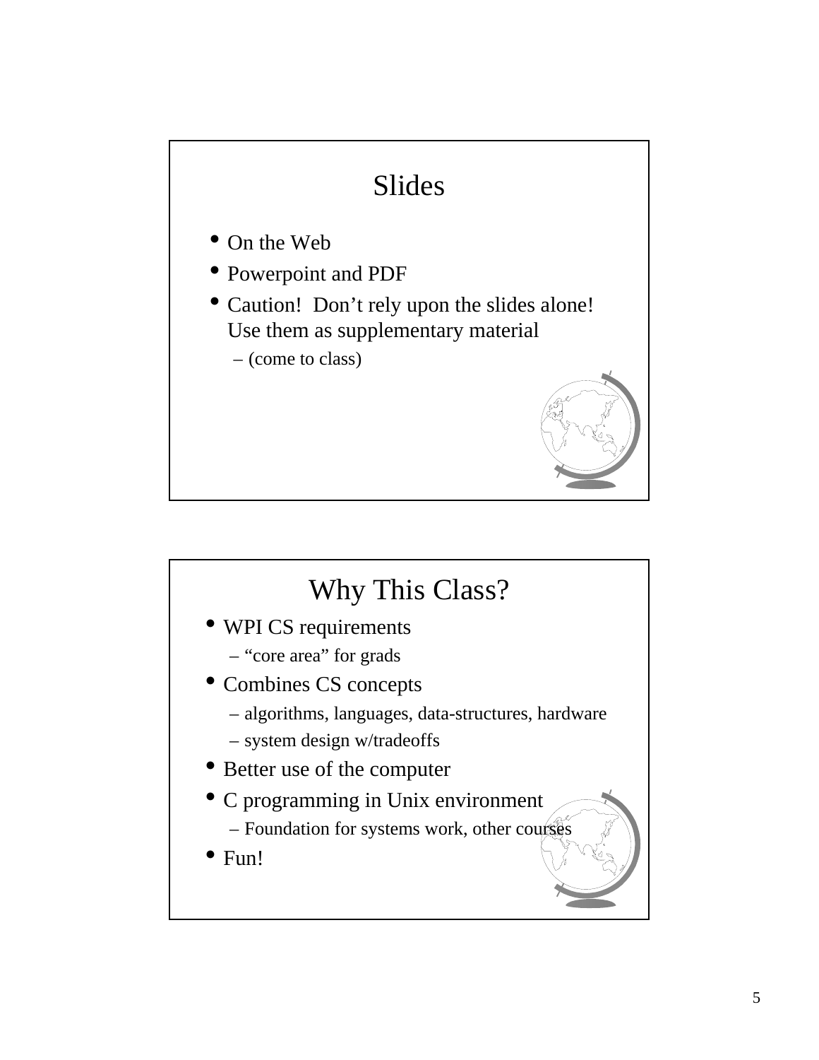## Slides

- On the Web
- Powerpoint and PDF
- Caution!  Don't rely upon the slides alone! Use them as supplementary material
  - (come to class)

## Why This Class?

- WPI CS requirements
  - "core area" for grads
- Combines CS concepts
  - algorithms, languages, data-structures, hardware
  - system design w/tradeoffs
- Better use of the computer
- C programming in Unix environment
  - Foundation for systems work, other courses
- Fun!